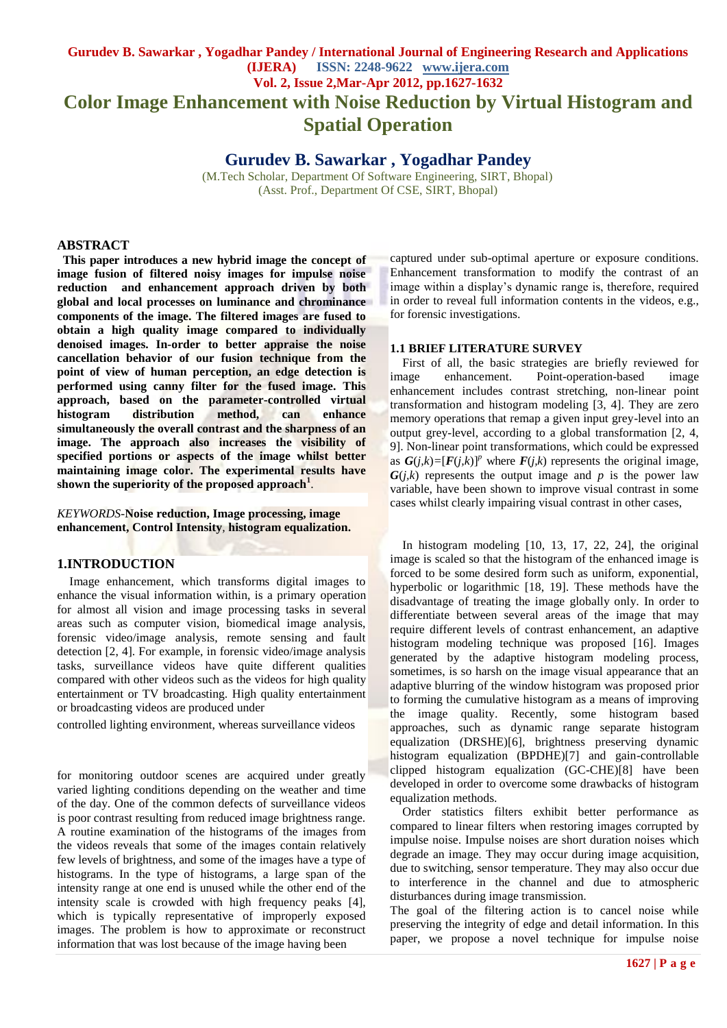# Color Image Enhancement with Noise Reduction by Virtual Histogram and Spatial Operation

## Gurudev B. Sawarkar , Yogadhar Pandey

(M.Tech Scholar, Department Of Software Engineering, SIRT, Bhopal)
(Asst. Prof., Department Of CSE, SIRT, Bhopal)

## ABSTRACT

**This paper introduces a new hybrid image the concept of image fusion of filtered noisy images for impulse noise reduction and enhancement approach driven by both global and local processes on luminance and chrominance components of the image. The filtered images are fused to obtain a high quality image compared to individually denoised images. In-order to better appraise the noise cancellation behavior of our fusion technique from the point of view of human perception, an edge detection is performed using canny filter for the fused image. This approach, based on the parameter-controlled virtual histogram distribution method, can enhance simultaneously the overall contrast and the sharpness of an image. The approach also increases the visibility of specified portions or aspects of the image whilst better maintaining image color. The experimental results have shown the superiority of the proposed approach[1].**

*KEYWORDS-* **Noise reduction, Image processing, image enhancement, Control Intensity, histogram equalization.**

## 1.INTRODUCTION

Image enhancement, which transforms digital images to enhance the visual information within, is a primary operation for almost all vision and image processing tasks in several areas such as computer vision, biomedical image analysis, forensic video/image analysis, remote sensing and fault detection [2, 4]. For example, in forensic video/image analysis tasks, surveillance videos have quite different qualities compared with other videos such as the videos for high quality entertainment or TV broadcasting. High quality entertainment or broadcasting videos are produced under controlled lighting environment, whereas surveillance videos for monitoring outdoor scenes are acquired under greatly varied lighting conditions depending on the weather and time of the day. One of the common defects of surveillance videos is poor contrast resulting from reduced image brightness range. A routine examination of the histograms of the images from the videos reveals that some of the images contain relatively few levels of brightness, and some of the images have a type of histograms. In the type of histograms, a large span of the intensity range at one end is unused while the other end of the intensity scale is crowded with high frequency peaks [4], which is typically representative of improperly exposed images. The problem is how to approximate or reconstruct information that was lost because of the image having been captured under sub-optimal aperture or exposure conditions. Enhancement transformation to modify the contrast of an image within a display's dynamic range is, therefore, required in order to reveal full information contents in the videos, e.g., for forensic investigations.

### 1.1 BRIEF LITERATURE SURVEY

First of all, the basic strategies are briefly reviewed for image enhancement. Point-operation-based image enhancement includes contrast stretching, non-linear point transformation and histogram modeling [3, 4]. They are zero memory operations that remap a given input grey-level into an output grey-level, according to a global transformation [2, 4, 9]. Non-linear point transformations, which could be expressed as $\boldsymbol{G}(j,k)=[\boldsymbol{F}(j,k)]^p$ where $\boldsymbol{F}(j,k)$ represents the original image, $\boldsymbol{G}(j,k)$ represents the output image and $p$ is the power law variable, have been shown to improve visual contrast in some cases whilst clearly impairing visual contrast in other cases,

In histogram modeling [10, 13, 17, 22, 24], the original image is scaled so that the histogram of the enhanced image is forced to be some desired form such as uniform, exponential, hyperbolic or logarithmic [18, 19]. These methods have the disadvantage of treating the image globally only. In order to differentiate between several areas of the image that may require different levels of contrast enhancement, an adaptive histogram modeling technique was proposed [16]. Images generated by the adaptive histogram modeling process, sometimes, is so harsh on the image visual appearance that an adaptive blurring of the window histogram was proposed prior to forming the cumulative histogram as a means of improving the image quality. Recently, some histogram based approaches, such as dynamic range separate histogram equalization (DRSHE)[6], brightness preserving dynamic histogram equalization (BPDHE)[7] and gain-controllable clipped histogram equalization (GC-CHE)[8] have been developed in order to overcome some drawbacks of histogram equalization methods.

Order statistics filters exhibit better performance as compared to linear filters when restoring images corrupted by impulse noise. Impulse noises are short duration noises which degrade an image. They may occur during image acquisition, due to switching, sensor temperature. They may also occur due to interference in the channel and due to atmospheric disturbances during image transmission.

The goal of the filtering action is to cancel noise while preserving the integrity of edge and detail information. In this paper, we propose a novel technique for impulse noise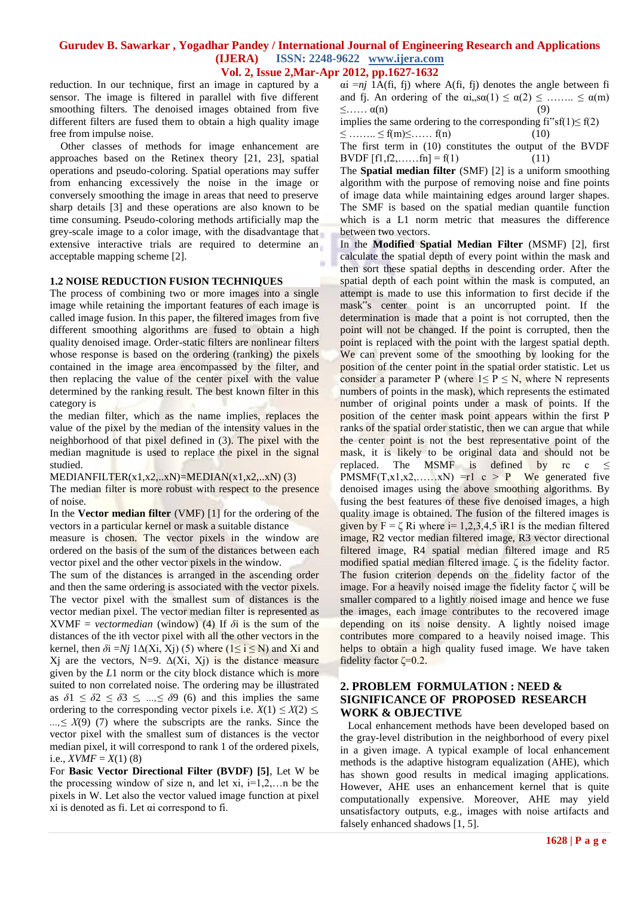reduction. In our technique, first an image in captured by a sensor. The image is filtered in parallel with five different smoothing filters. The denoised images obtained from five different filters are fused them to obtain a high quality image free from impulse noise.

Other classes of methods for image enhancement are approaches based on the Retinex theory [21, 23], spatial operations and pseudo-coloring. Spatial operations may suffer from enhancing excessively the noise in the image or conversely smoothing the image in areas that need to preserve sharp details [3] and these operations are also known to be time consuming. Pseudo-coloring methods artificially map the grey-scale image to a color image, with the disadvantage that extensive interactive trials are required to determine an acceptable mapping scheme [2].

### 1.2 NOISE REDUCTION FUSION TECHNIQUES

The process of combining two or more images into a single image while retaining the important features of each image is called image fusion. In this paper, the filtered images from five different smoothing algorithms are fused to obtain a high quality denoised image. Order-static filters are nonlinear filters whose response is based on the ordering (ranking) the pixels contained in the image area encompassed by the filter, and then replacing the value of the center pixel with the value determined by the ranking result. The best known filter in this category is

the median filter, which as the name implies, replaces the value of the pixel by the median of the intensity values in the neighborhood of that pixel defined in (3). The pixel with the median magnitude is used to replace the pixel in the signal studied.

MEDIANFILTER(x1,x2,..xN)=MEDIAN(x1,x2,..xN) (3)

The median filter is more robust with respect to the presence of noise.

In the **Vector median filter** (VMF) [1] for the ordering of the vectors in a particular kernel or mask a suitable distance measure is chosen. The vector pixels in the window are ordered on the basis of the sum of the distances between each vector pixel and the other vector pixels in the window.

The sum of the distances is arranged in the ascending order and then the same ordering is associated with the vector pixels. The vector pixel with the smallest sum of distances is the vector median pixel. The vector median filter is represented as XVMF = *vectormedian* (window) (4) If $\delta i$ is the sum of the distances of the ith vector pixel with all the other vectors in the kernel, then $\delta i = Nj\ 1\Delta(Xi, Xj)$ (5) where $(1 \le i \le N)$ and Xi and Xj are the vectors, N=9. $\Delta(Xi, Xj)$ is the distance measure given by the *L*1 norm or the city block distance which is more suited to non correlated noise. The ordering may be illustrated as $\delta 1 \le \delta 2 \le \delta 3 \le \ldots \le \delta 9$ (6) and this implies the same ordering to the corresponding vector pixels i.e. $X(1) \le X(2) \le \ldots \le X(9)$ (7) where the subscripts are the ranks. Since the vector pixel with the smallest sum of distances is the vector median pixel, it will correspond to rank 1 of the ordered pixels, i.e., $XVMF = X(1)$ (8)

For **Basic Vector Directional Filter (BVDF) [5]**, Let W be the processing window of size n, and let xi, i=1,2,…n be the pixels in W. Let also the vector valued image function at pixel xi is denoted as fi. Let αi correspond to fi.

$\alpha i = nj\ 1A(fi, fj)$ where A(fi, fj) denotes the angle between fi and fj. An ordering of the αi,,sα(1) ≤ α(2) ≤ …….. ≤ α(m) ≤…… α(n) (9)

implies the same ordering to the corresponding fi"sf(1)≤ f(2) ≤ …….. ≤ f(m)≤…… f(n) (10)

The first term in (10) constitutes the output of the BVDF BVDF [f1,f2,……fn] = f(1) (11)

The **Spatial median filter** (SMF) [2] is a uniform smoothing algorithm with the purpose of removing noise and fine points of image data while maintaining edges around larger shapes. The SMF is based on the spatial median quantile function which is a L1 norm metric that measures the difference between two vectors.

In the **Modified Spatial Median Filter** (MSMF) [2], first calculate the spatial depth of every point within the mask and then sort these spatial depths in descending order. After the spatial depth of each point within the mask is computed, an attempt is made to use this information to first decide if the mask"s center point is an uncorrupted point. If the determination is made that a point is not corrupted, then the point will not be changed. If the point is corrupted, then the point is replaced with the point with the largest spatial depth. We can prevent some of the smoothing by looking for the position of the center point in the spatial order statistic. Let us consider a parameter P (where 1≤ P ≤ N, where N represents numbers of points in the mask), which represents the estimated number of original points under a mask of points. If the position of the center mask point appears within the first P ranks of the spatial order statistic, then we can argue that while the center point is not the best representative point of the mask, it is likely to be original data and should not be replaced. The MSMF is defined by rc c ≤ PMSMF(T,x1,x2,……xN) =r1 c > P We generated five denoised images using the above smoothing algorithms. By fusing the best features of these five denoised images, a high quality image is obtained. The fusion of the filtered images is given by F = ζ Ri where i= 1,2,3,4,5 iR1 is the median filtered image, R2 vector median filtered image, R3 vector directional filtered image, R4 spatial median filtered image and R5 modified spatial median filtered image. ζ is the fidelity factor. The fusion criterion depends on the fidelity factor of the image. For a heavily noised image the fidelity factor ζ will be smaller compared to a lightly noised image and hence we fuse the images, each image contributes to the recovered image depending on its noise density. A lightly noised image contributes more compared to a heavily noised image. This helps to obtain a high quality fused image. We have taken fidelity factor ζ=0.2.

## 2. PROBLEM FORMULATION : NEED & SIGNIFICANCE OF PROPOSED RESEARCH WORK & OBJECTIVE

Local enhancement methods have been developed based on the gray-level distribution in the neighborhood of every pixel in a given image. A typical example of local enhancement methods is the adaptive histogram equalization (AHE), which has shown good results in medical imaging applications. However, AHE uses an enhancement kernel that is quite computationally expensive. Moreover, AHE may yield unsatisfactory outputs, e.g., images with noise artifacts and falsely enhanced shadows [1, 5].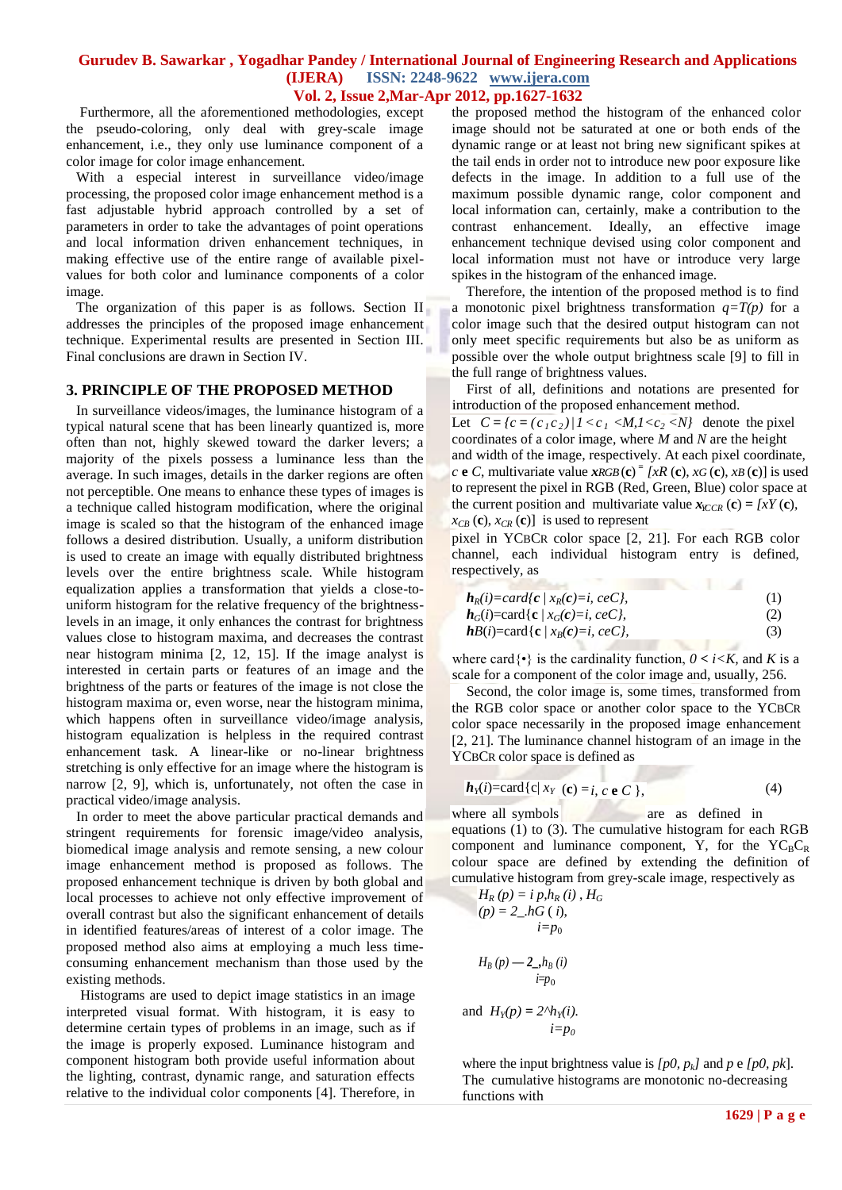Furthermore, all the aforementioned methodologies, except the pseudo-coloring, only deal with grey-scale image enhancement, i.e., they only use luminance component of a color image for color image enhancement.

With a especial interest in surveillance video/image processing, the proposed color image enhancement method is a fast adjustable hybrid approach controlled by a set of parameters in order to take the advantages of point operations and local information driven enhancement techniques, in making effective use of the entire range of available pixel-values for both color and luminance components of a color image.

The organization of this paper is as follows. Section II addresses the principles of the proposed image enhancement technique. Experimental results are presented in Section III. Final conclusions are drawn in Section IV.

## 3. PRINCIPLE OF THE PROPOSED METHOD

In surveillance videos/images, the luminance histogram of a typical natural scene that has been linearly quantized is, more often than not, highly skewed toward the darker levers; a majority of the pixels possess a luminance less than the average. In such images, details in the darker regions are often not perceptible. One means to enhance these types of images is a technique called histogram modification, where the original image is scaled so that the histogram of the enhanced image follows a desired distribution. Usually, a uniform distribution is used to create an image with equally distributed brightness levels over the entire brightness scale. While histogram equalization applies a transformation that yields a close-to-uniform histogram for the relative frequency of the brightness-levels in an image, it only enhances the contrast for brightness values close to histogram maxima, and decreases the contrast near histogram minima [2, 12, 15]. If the image analyst is interested in certain parts or features of an image and the brightness of the parts or features of the image is not close the histogram maxima or, even worse, near the histogram minima, which happens often in surveillance video/image analysis, histogram equalization is helpless in the required contrast enhancement task. A linear-like or no-linear brightness stretching is only effective for an image where the histogram is narrow [2, 9], which is, unfortunately, not often the case in practical video/image analysis.

In order to meet the above particular practical demands and stringent requirements for forensic image/video analysis, biomedical image analysis and remote sensing, a new colour image enhancement method is proposed as follows. The proposed enhancement technique is driven by both global and local processes to achieve not only effective improvement of overall contrast but also the significant enhancement of details in identified features/areas of interest of a color image. The proposed method also aims at employing a much less time-consuming enhancement mechanism than those used by the existing methods.

Histograms are used to depict image statistics in an image interpreted visual format. With histogram, it is easy to determine certain types of problems in an image, such as if the image is properly exposed. Luminance histogram and component histogram both provide useful information about the lighting, contrast, dynamic range, and saturation effects relative to the individual color components [4]. Therefore, in the proposed method the histogram of the enhanced color image should not be saturated at one or both ends of the dynamic range or at least not bring new significant spikes at the tail ends in order not to introduce new poor exposure like defects in the image. In addition to a full use of the maximum possible dynamic range, color component and local information can, certainly, make a contribution to the contrast enhancement. Ideally, an effective image enhancement technique devised using color component and local information must not have or introduce very large spikes in the histogram of the enhanced image.

Therefore, the intention of the proposed method is to find a monotonic pixel brightness transformation $q=T(p)$ for a color image such that the desired output histogram can not only meet specific requirements but also be as uniform as possible over the whole output brightness scale [9] to fill in the full range of brightness values.

First of all, definitions and notations are presented for introduction of the proposed enhancement method.

Let $C = \{c = (c_1 c_2) \mid 1 < c_1 < M, 1 < c_2 < N\}$ denote the pixel coordinates of a color image, where $M$ and $N$ are the height and width of the image, respectively. At each pixel coordinate, $c \in C$, multivariate value $\mathbf{x}_{RGB}(\mathbf{c}) = [x_R(\mathbf{c}), x_G(\mathbf{c}), x_B(\mathbf{c})]$ is used to represent the pixel in RGB (Red, Green, Blue) color space at the current position and multivariate value $\mathbf{x}_{YCCR}(\mathbf{c}) = [x_Y(\mathbf{c}), x_{CB}(\mathbf{c}), x_{CR}(\mathbf{c})]$ is used to represent pixel in YCBCR color space [2, 21]. For each RGB color channel, each individual histogram entry is defined, respectively, as

$$\mathbf{h}_R(i)=card\{\mathbf{c} \mid x_R(\mathbf{c})=i, c\in C\}, \quad (1)$$

$$\mathbf{h}_G(i)=card\{\mathbf{c} \mid x_G(\mathbf{c})=i, c\in C\}, \quad (2)$$

$$\mathbf{h}B(i)=card\{\mathbf{c} \mid x_B(\mathbf{c})=i, c\in C\}, \quad (3)$$

where card{•} is the cardinality function, $0 < i < K$, and $K$ is a scale for a component of the color image and, usually, 256.

Second, the color image is, some times, transformed from the RGB color space or another color space to the YCBCR color space necessarily in the proposed image enhancement [2, 21]. The luminance channel histogram of an image in the YCBCR color space is defined as

$$\mathbf{h}_Y(i)=card\{c \mid x_Y(\mathbf{c})=i, c \in C\}, \quad (4)$$

where all symbols are as defined in equations (1) to (3). The cumulative histogram for each RGB component and luminance component, Y, for the $YC_BC_R$ colour space are defined by extending the definition of cumulative histogram from grey-scale image, respectively as

$H_R(p) = i\ p,h_R(i)$, $H_G(p) = 2\_.hG(i)$, $i=p_0$

$H_B(p) — 2\_,h_B(i)$ $i=p_0$

and $H_Y(p) = 2\text{^}h_Y(i)$. $i=p_0$

where the input brightness value is $[p0, p_k]$ and $p$ e $[p0, pk]$. The cumulative histograms are monotonic no-decreasing functions with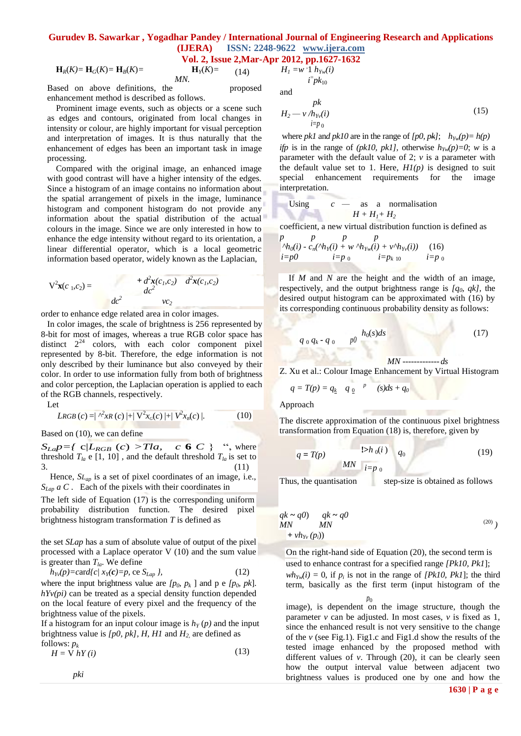$\mathbf{H}_R(K) = \mathbf{H}_G(K) = \mathbf{H}_B(K) =$ $\mathbf{H}_Y(K) =$ (14)

*MN.*

Based on above definitions, the proposed enhancement method is described as follows.

Prominent image events, such as objects or a scene such as edges and contours, originated from local changes in intensity or colour, are highly important for visual perception and interpretation of images. It is thus naturally that the enhancement of edges has been an important task in image processing.

Compared with the original image, an enhanced image with good contrast will have a higher intensity of the edges. Since a histogram of an image contains no information about the spatial arrangement of pixels in the image, luminance histogram and component histogram do not provide any information about the spatial distribution of the actual colours in the image. Since we are only interested in how to enhance the edge intensity without regard to its orientation, a linear differential operator, which is a local geometric information based operator, widely known as the Laplacian,

$$\nabla^2 \mathbf{x}(c_1,c_2) = \frac{d^2\mathbf{x}(c_1,c_2)}{dc^2} + \frac{d^2\mathbf{x}(c_1,c_2)}{vc_2}$$

order to enhance edge related area in color images.

In color images, the scale of brightness is 256 represented by 8-bit for most of images, whereas a true RGB color space has distinct $2^{24}$ colors, with each color component pixel represented by 8-bit. Therefore, the edge information is not only described by their luminance but also conveyed by their color. In order to use information fully from both of brightness and color perception, the Laplacian operation is applied to each of the RGB channels, respectively.

Let

$$L_{RGB}(c) = |\nabla^2 x_R(c)| + |\nabla^2 x_G(c)| + |\nabla^2 x_B(c)|. \quad (10)$$

Based on (10), we can define

$S_{Lap} = \{ c \mid L_{RGB}(c) > T_{la}, \ c \in C \}$ ", where threshold $T_{la}$ e [1, 10] , and the default threshold $T_{la}$ is set to 3. (11)

Hence, $S_{Lap}$ is a set of pixel coordinates of an image, i.e., $S_{Lap}$ *a* $C$ . Each of the pixels with their coordinates in

The left side of Equation (17) is the corresponding uniform probability distribution function. The desired pixel brightness histogram transformation $T$ is defined as

the set *SLap* has a sum of absolute value of output of the pixel processed with a Laplace operator V (10) and the sum value is greater than $T_{la}$. We define

$$h_{Y_W}(p) = \text{card}\{c \mid x_Y(\mathbf{c}) = p, \ c \in S_{Lap}\}, \quad (12)$$

where the input brightness value are $[p_0, p_k]$ and p e $[p_0, pk]$. $hYv(pi)$ can be treated as a special density function depended on the local feature of every pixel and the frequency of the brightness value of the pixels.

If a histogram for an input colour image is $h_Y(p)$ and the input brightness value is $[p0, pk]$, $H$, $H1$ and $H_2$, are defined as follows: $p_k$

$$H = \sum_{pki} hY(i) \quad (13)$$

$$H_1 = w \sum_{i=pk_{10}} h_{Y_W}(i)$$

and

$$H_2 = v \sum_{i=p_0}^{pk} h_{Y_W}(i) \quad (15)$$

where $pk1$ and $pk10$ are in the range of $[p0, pk]$; $h_{Y_W}(p) = h(p)$ ifp is in the range of $(pk10, pk1]$, otherwise $h_{Y_W}(p)=0$; $w$ is a parameter with the default value of 2; $v$ is a parameter with the default value set to 1. Here, $H1(p)$ is designed to suit special enhancement requirements for the image interpretation.

Using $c = \frac{}{H + H_1 + H_2}$ as a normalisation coefficient, a new virtual distribution function is defined as

$$\sum_{i=p0}^{p} h_0(i) = c_n\left(\sum_{i=p_0}^{p} h_Y(i) + w\sum_{i=p_{k10}}^{p} h_{Y_W}(i) + v\sum_{i=p_0}^{p} h_{Y_V}(i)\right) \quad (16)$$

If $M$ and $N$ are the height and the width of an image, respectively, and the output brightness range is $[q_0, qk]$, the desired output histogram can be approximated with (16) by its corresponding continuous probability density as follows:

$$\frac{q_0 \, q_k - q_0}{MN \text{-------------} ds} \int_{p0} h_0(s)ds \quad (17)$$

Z. Xu et al.: Colour Image Enhancement by Virtual Histogram

$$q = T(p) = q_k \ \ q_0 \int^{p} (s)ds + q_0$$

Approach

The discrete approximation of the continuous pixel brightness transformation from Equation (18) is, therefore, given by

$$q = T(p) \ \ \frac{}{MN} \sum_{i=p_0} h_0(i) \ \ q_0 \quad (19)$$

Thus, the quantisation step-size is obtained as follows

$$\frac{qk \sim q0)}{MN} \quad \frac{qk \sim q0}{MN} \quad (20)$$
$$+ \, vh_{Y_V}(p_i))$$

On the right-hand side of Equation (20), the second term is used to enhance contrast for a specified range *[Pk10, Pk1]*; $wh_{Y_W}(i) = 0$, if $p_i$ is not in the range of *[Pk10, Pk1]*; the third term, basically as the first term (input histogram of the

$p_0$

image), is dependent on the image structure, though the parameter $v$ can be adjusted. In most cases, $v$ is fixed as 1, since the enhanced result is not very sensitive to the change of the $v$ (see Fig.1). Fig1.c and Fig1.d show the results of the tested image enhanced by the proposed method with different values of $v$. Through (20), it can be clearly seen how the output interval value between adjacent two brightness values is produced one by one and how the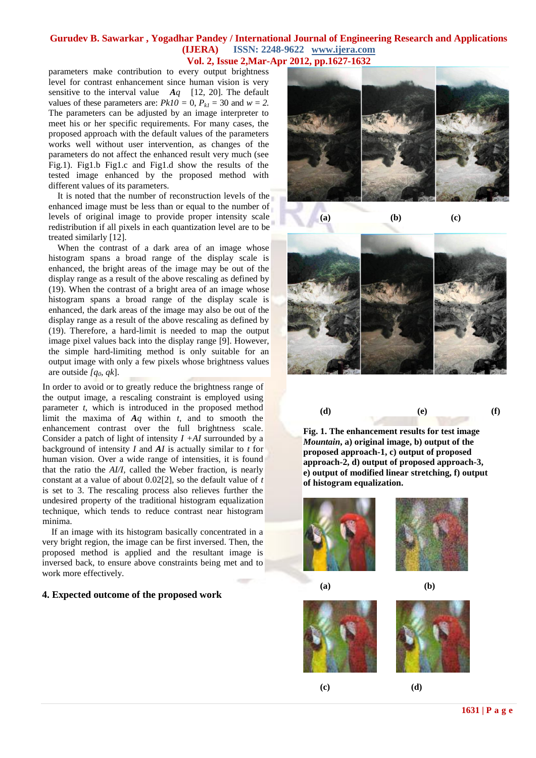parameters make contribution to every output brightness level for contrast enhancement since human vision is very sensitive to the interval value $Aq$ [12, 20]. The default values of these parameters are: $Pk10 = 0$, $P_{kl} = 30$ and $w = 2$. The parameters can be adjusted by an image interpreter to meet his or her specific requirements. For many cases, the proposed approach with the default values of the parameters works well without user intervention, as changes of the parameters do not affect the enhanced result very much (see Fig.1). Fig1.b Fig1.c and Fig1.d show the results of the tested image enhanced by the proposed method with different values of its parameters.

It is noted that the number of reconstruction levels of the enhanced image must be less than or equal to the number of levels of original image to provide proper intensity scale redistribution if all pixels in each quantization level are to be treated similarly [12].

When the contrast of a dark area of an image whose histogram spans a broad range of the display scale is enhanced, the bright areas of the image may be out of the display range as a result of the above rescaling as defined by (19). When the contrast of a bright area of an image whose histogram spans a broad range of the display scale is enhanced, the dark areas of the image may also be out of the display range as a result of the above rescaling as defined by (19). Therefore, a hard-limit is needed to map the output image pixel values back into the display range [9]. However, the simple hard-limiting method is only suitable for an output image with only a few pixels whose brightness values are outside $[q_0, qk]$.

In order to avoid or to greatly reduce the brightness range of the output image, a rescaling constraint is employed using parameter $t$, which is introduced in the proposed method limit the maxima of $Aq$ within $t$, and to smooth the enhancement contrast over the full brightness scale. Consider a patch of light of intensity $I + AI$ surrounded by a background of intensity $I$ and $AI$ is actually similar to $t$ for human vision. Over a wide range of intensities, it is found that the ratio the $AI/I$, called the Weber fraction, is nearly constant at a value of about 0.02[2], so the default value of $t$ is set to 3. The rescaling process also relieves further the undesired property of the traditional histogram equalization technique, which tends to reduce contrast near histogram minima.

If an image with its histogram basically concentrated in a very bright region, the image can be first inversed. Then, the proposed method is applied and the resultant image is inversed back, to ensure above constraints being met and to work more effectively.

## 4. Expected outcome of the proposed work

(a) (b) (c)

(d) (e) (f)

**Fig. 1. The enhancement results for test image *Mountain*, a) original image, b) output of the proposed approach-1, c) output of proposed approach-2, d) output of proposed approach-3, e) output of modified linear stretching, f) output of histogram equalization.**

(a) (b)

(c) (d)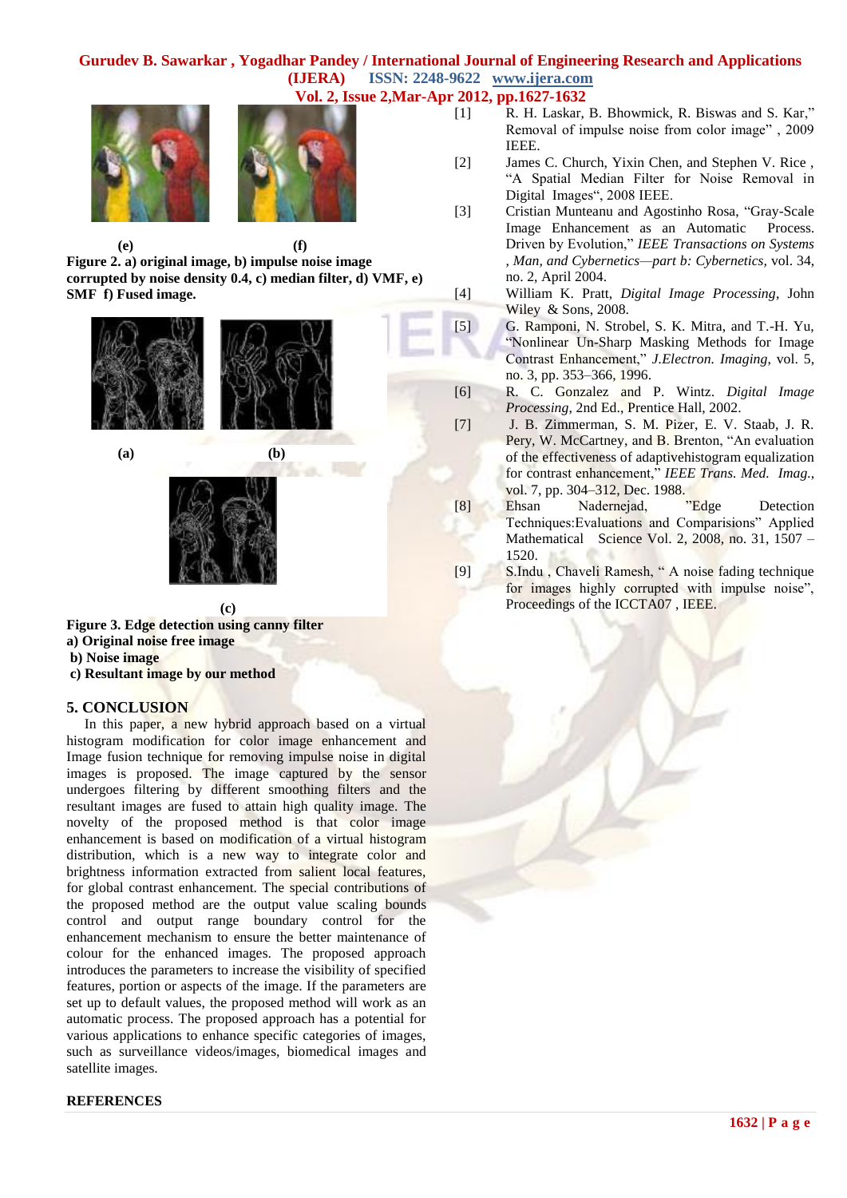(e) (f)

**Figure 2. a) original image, b) impulse noise image corrupted by noise density 0.4, c) median filter, d) VMF, e) SMF f) Fused image.**

(a) (b)

(c)

**Figure 3. Edge detection using canny filter**
**a) Original noise free image**
**b) Noise image**
**c) Resultant image by our method**

## 5. CONCLUSION

In this paper, a new hybrid approach based on a virtual histogram modification for color image enhancement and Image fusion technique for removing impulse noise in digital images is proposed. The image captured by the sensor undergoes filtering by different smoothing filters and the resultant images are fused to attain high quality image. The novelty of the proposed method is that color image enhancement is based on modification of a virtual histogram distribution, which is a new way to integrate color and brightness information extracted from salient local features, for global contrast enhancement. The special contributions of the proposed method are the output value scaling bounds control and output range boundary control for the enhancement mechanism to ensure the better maintenance of colour for the enhanced images. The proposed approach introduces the parameters to increase the visibility of specified features, portion or aspects of the image. If the parameters are set up to default values, the proposed method will work as an automatic process. The proposed approach has a potential for various applications to enhance specific categories of images, such as surveillance videos/images, biomedical images and satellite images.

## REFERENCES

[1] R. H. Laskar, B. Bhowmick, R. Biswas and S. Kar," Removal of impulse noise from color image" , 2009 IEEE.

[2] James C. Church, Yixin Chen, and Stephen V. Rice , "A Spatial Median Filter for Noise Removal in Digital Images", 2008 IEEE.

[3] Cristian Munteanu and Agostinho Rosa, "Gray-Scale Image Enhancement as an Automatic Process. Driven by Evolution," *IEEE Transactions on Systems , Man, and Cybernetics—part b: Cybernetics*, vol. 34, no. 2, April 2004.

[4] William K. Pratt, *Digital Image Processing*, John Wiley & Sons, 2008.

[5] G. Ramponi, N. Strobel, S. K. Mitra, and T.-H. Yu, "Nonlinear Un-Sharp Masking Methods for Image Contrast Enhancement," *J.Electron. Imaging*, vol. 5, no. 3, pp. 353–366, 1996.

[6] R. C. Gonzalez and P. Wintz. *Digital Image Processing*, 2nd Ed., Prentice Hall, 2002.

[7] J. B. Zimmerman, S. M. Pizer, E. V. Staab, J. R. Pery, W. McCartney, and B. Brenton, "An evaluation of the effectiveness of adaptivehistogram equalization for contrast enhancement," *IEEE Trans. Med. Imag.*, vol. 7, pp. 304–312, Dec. 1988.

[8] Ehsan Nadernejad, "Edge Detection Techniques:Evaluations and Comparisions" Applied Mathematical Science Vol. 2, 2008, no. 31, 1507 – 1520.

[9] S.Indu , Chaveli Ramesh, " A noise fading technique for images highly corrupted with impulse noise", Proceedings of the ICCTA07 , IEEE.